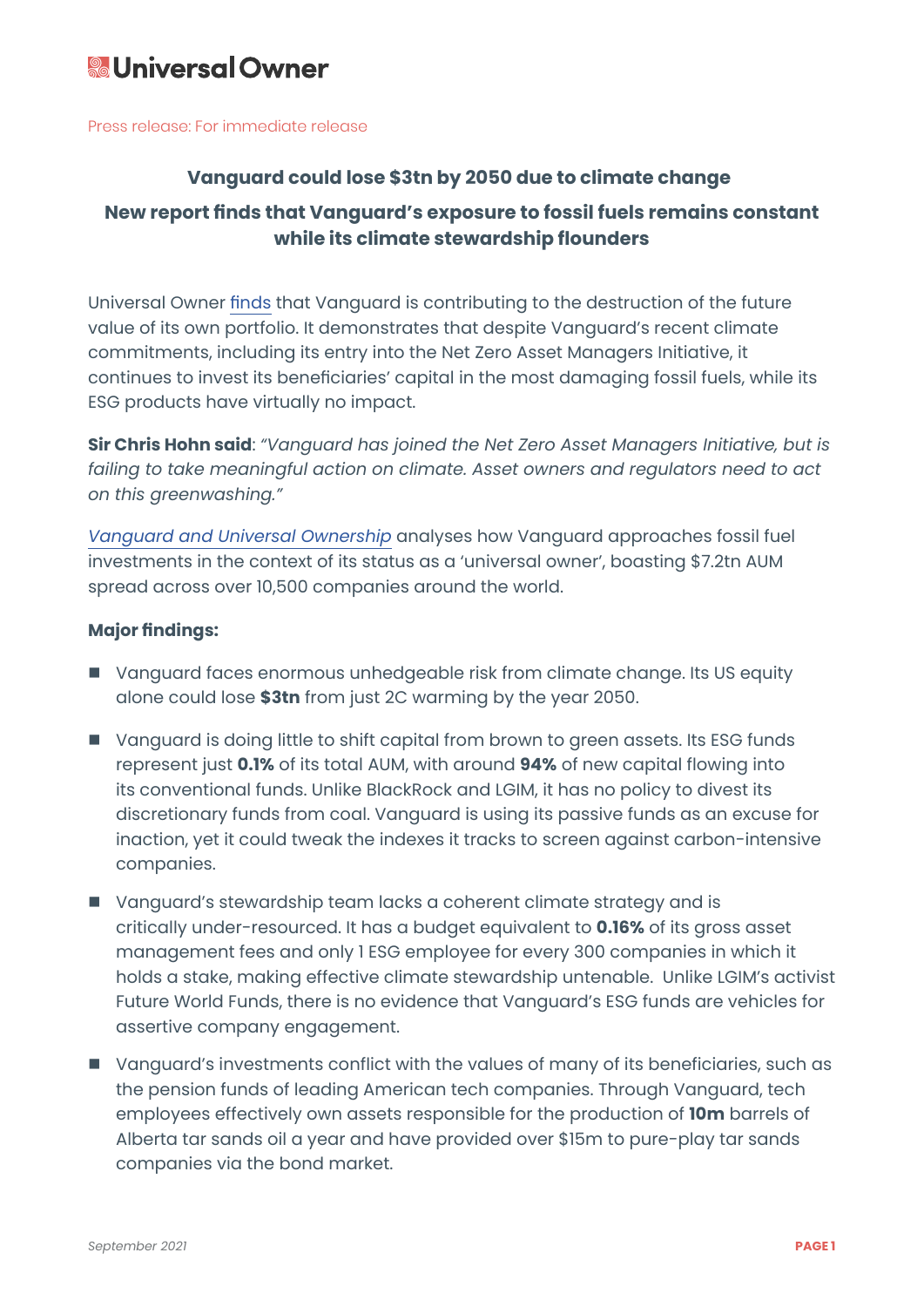# Universal Owner

Press release: For immediate release

## Vanguard could lose $3tn by 2050 due to climate change

## New report finds that Vanguard's exposure to fossil fuels remains constant while its climate stewardship flounders

Universal Owner finds that Vanguard is contributing to the destruction of the future value of its own portfolio. It demonstrates that despite Vanguard's recent climate commitments, including its entry into the Net Zero Asset Managers Initiative, it continues to invest its beneficiaries' capital in the most damaging fossil fuels, while its ESG products have virtually no impact.

**Sir Chris Hohn said**: *"Vanguard has joined the Net Zero Asset Managers Initiative, but is failing to take meaningful action on climate. Asset owners and regulators need to act on this greenwashing."*

*Vanguard and Universal Ownership* analyses how Vanguard approaches fossil fuel investments in the context of its status as a 'universal owner', boasting $7.2tn AUM spread across over 10,500 companies around the world.

**Major findings:**

- Vanguard faces enormous unhedgeable risk from climate change. Its US equity alone could lose **$3tn** from just 2C warming by the year 2050.
- Vanguard is doing little to shift capital from brown to green assets. Its ESG funds represent just **0.1%** of its total AUM, with around **94%** of new capital flowing into its conventional funds. Unlike BlackRock and LGIM, it has no policy to divest its discretionary funds from coal. Vanguard is using its passive funds as an excuse for inaction, yet it could tweak the indexes it tracks to screen against carbon-intensive companies.
- Vanguard's stewardship team lacks a coherent climate strategy and is critically under-resourced. It has a budget equivalent to **0.16%** of its gross asset management fees and only 1 ESG employee for every 300 companies in which it holds a stake, making effective climate stewardship untenable. Unlike LGIM's activist Future World Funds, there is no evidence that Vanguard's ESG funds are vehicles for assertive company engagement.
- Vanguard's investments conflict with the values of many of its beneficiaries, such as the pension funds of leading American tech companies. Through Vanguard, tech employees effectively own assets responsible for the production of **10m** barrels of Alberta tar sands oil a year and have provided over $15m to pure-play tar sands companies via the bond market.

*September 2021*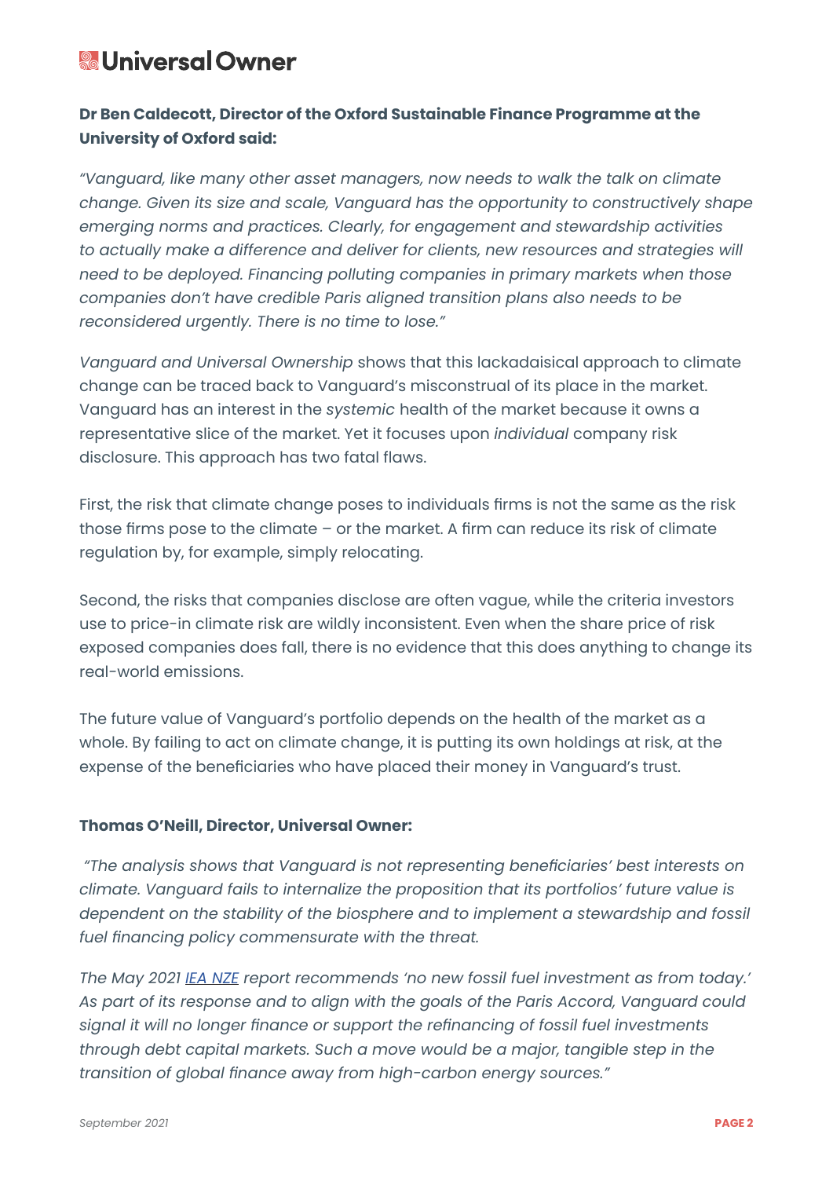**Dr Ben Caldecott, Director of the Oxford Sustainable Finance Programme at the University of Oxford said:**

*"Vanguard, like many other asset managers, now needs to walk the talk on climate change. Given its size and scale, Vanguard has the opportunity to constructively shape emerging norms and practices. Clearly, for engagement and stewardship activities to actually make a difference and deliver for clients, new resources and strategies will need to be deployed. Financing polluting companies in primary markets when those companies don't have credible Paris aligned transition plans also needs to be reconsidered urgently. There is no time to lose."*

*Vanguard and Universal Ownership* shows that this lackadaisical approach to climate change can be traced back to Vanguard's misconstrual of its place in the market. Vanguard has an interest in the *systemic* health of the market because it owns a representative slice of the market. Yet it focuses upon *individual* company risk disclosure. This approach has two fatal flaws.

First, the risk that climate change poses to individuals firms is not the same as the risk those firms pose to the climate – or the market. A firm can reduce its risk of climate regulation by, for example, simply relocating.

Second, the risks that companies disclose are often vague, while the criteria investors use to price-in climate risk are wildly inconsistent. Even when the share price of risk exposed companies does fall, there is no evidence that this does anything to change its real-world emissions.

The future value of Vanguard's portfolio depends on the health of the market as a whole. By failing to act on climate change, it is putting its own holdings at risk, at the expense of the beneficiaries who have placed their money in Vanguard's trust.

**Thomas O'Neill, Director, Universal Owner:**

*"The analysis shows that Vanguard is not representing beneficiaries' best interests on climate. Vanguard fails to internalize the proposition that its portfolios' future value is dependent on the stability of the biosphere and to implement a stewardship and fossil fuel financing policy commensurate with the threat.*

*The May 2021 IEA NZE report recommends 'no new fossil fuel investment as from today.' As part of its response and to align with the goals of the Paris Accord, Vanguard could signal it will no longer finance or support the refinancing of fossil fuel investments through debt capital markets. Such a move would be a major, tangible step in the transition of global finance away from high-carbon energy sources."*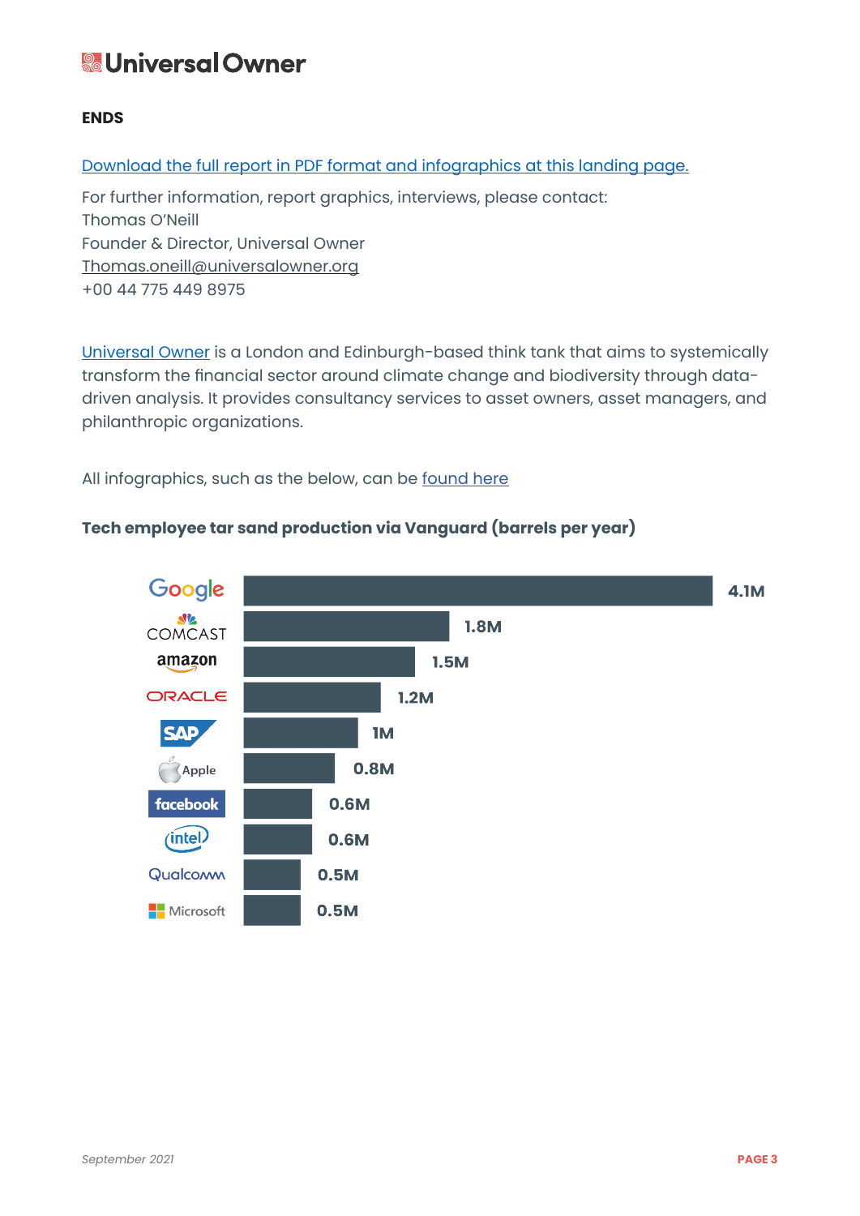**ENDS**

[Download the full report in PDF format and infographics at this landing page.]

For further information, report graphics, interviews, please contact:
Thomas O'Neill
Founder & Director, Universal Owner
Thomas.oneill@universalowner.org
+00 44 775 449 8975

Universal Owner is a London and Edinburgh-based think tank that aims to systemically transform the financial sector around climate change and biodiversity through data-driven analysis. It provides consultancy services to asset owners, asset managers, and philanthropic organizations.

All infographics, such as the below, can be found here

**Tech employee tar sand production via Vanguard (barrels per year)**

Google 4.1M
Comcast 1.8M
amazon 1.5M
ORACLE 1.2M
SAP 1M
Apple 0.8M
facebook 0.6M
intel 0.6M
Qualcomm 0.5M
Microsoft 0.5M

*September 2021*